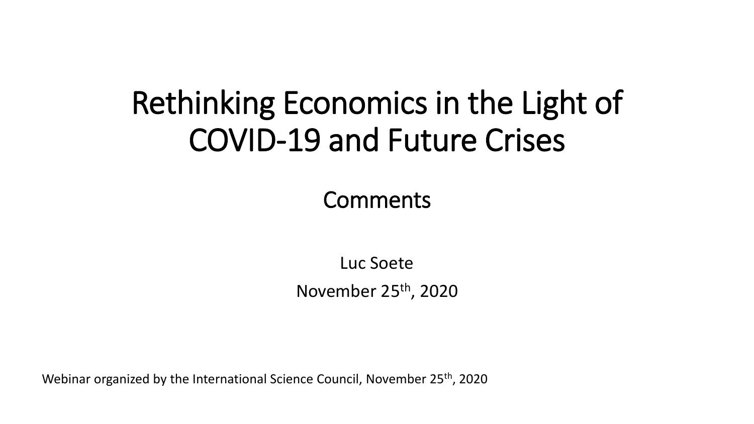# Rethinking Economics in the Light of COVID-19 and Future Crises

## Comments

Luc Soete

November 25th, 2020

Webinar organized by the International Science Council, November 25th, 2020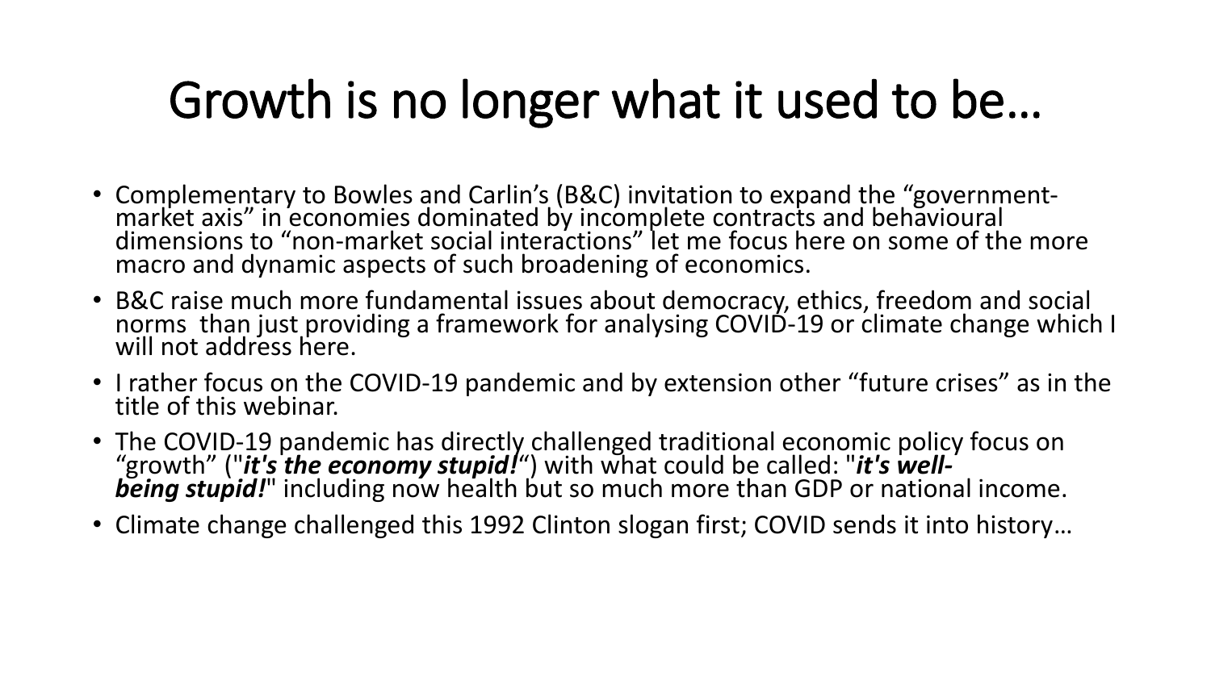# Growth is no longer what it used to be…

- Complementary to Bowles and Carlin's (B&C) invitation to expand the "government-market axis" in economies dominated by incomplete contracts and behavioural dimensions to "non-market social interactions" let me focus here on some of the more macro and dynamic aspects of such broadening of economics.
- B&C raise much more fundamental issues about democracy, ethics, freedom and social norms than just providing a framework for analysing COVID-19 or climate change which I will not address here.
- I rather focus on the COVID-19 pandemic and by extension other "future crises" as in the title of this webinar.
- The COVID-19 pandemic has directly challenged traditional economic policy focus on "growth" ("***it's the economy stupid!***") with what could be called: "***it's well-being stupid!***" including now health but so much more than GDP or national income.
- Climate change challenged this 1992 Clinton slogan first; COVID sends it into history…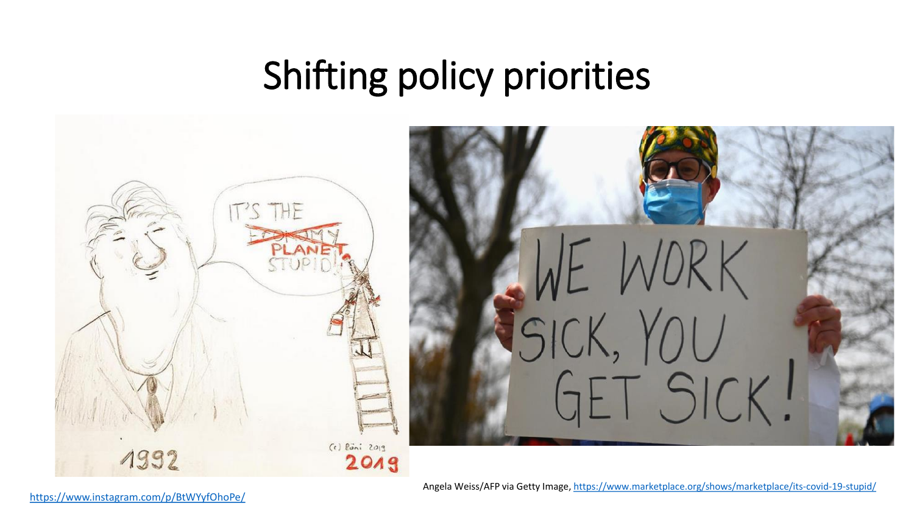# Shifting policy priorities

https://www.instagram.com/p/BtWYyfOhoPe/

Angela Weiss/AFP via Getty Image, https://www.marketplace.org/shows/marketplace/its-covid-19-stupid/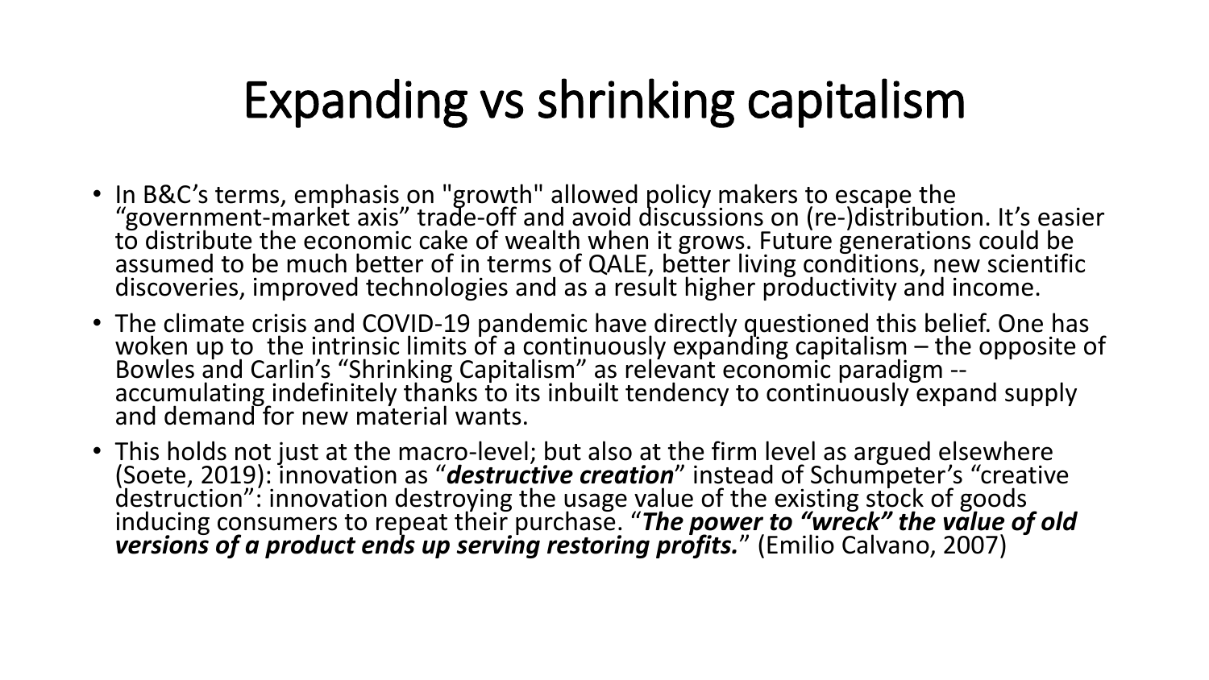# Expanding vs shrinking capitalism

- In B&C's terms, emphasis on "growth" allowed policy makers to escape the "government-market axis" trade-off and avoid discussions on (re-)distribution. It's easier to distribute the economic cake of wealth when it grows. Future generations could be assumed to be much better of in terms of QALE, better living conditions, new scientific discoveries, improved technologies and as a result higher productivity and income.
- The climate crisis and COVID-19 pandemic have directly questioned this belief. One has woken up to the intrinsic limits of a continuously expanding capitalism – the opposite of Bowles and Carlin's "Shrinking Capitalism" as relevant economic paradigm -- accumulating indefinitely thanks to its inbuilt tendency to continuously expand supply and demand for new material wants.
- This holds not just at the macro-level; but also at the firm level as argued elsewhere (Soete, 2019): innovation as "***destructive creation***" instead of Schumpeter's "creative destruction": innovation destroying the usage value of the existing stock of goods inducing consumers to repeat their purchase. "***The power to "wreck" the value of old versions of a product ends up serving restoring profits.***" (Emilio Calvano, 2007)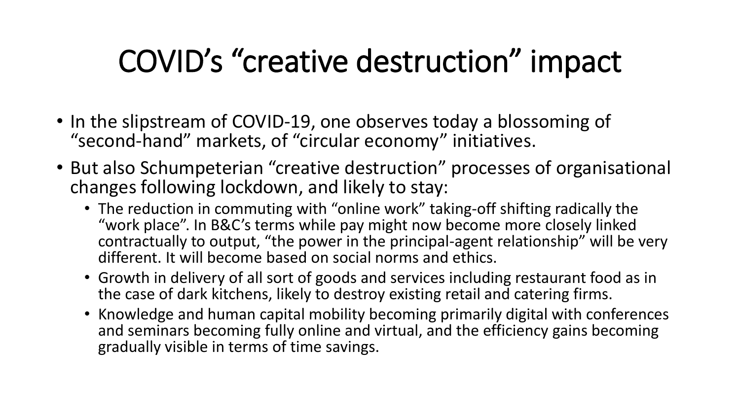# COVID's "creative destruction" impact

- In the slipstream of COVID-19, one observes today a blossoming of "second-hand" markets, of "circular economy" initiatives.
- But also Schumpeterian "creative destruction" processes of organisational changes following lockdown, and likely to stay:
  - The reduction in commuting with "online work" taking-off shifting radically the "work place". In B&C's terms while pay might now become more closely linked contractually to output, "the power in the principal-agent relationship" will be very different. It will become based on social norms and ethics.
  - Growth in delivery of all sort of goods and services including restaurant food as in the case of dark kitchens, likely to destroy existing retail and catering firms.
  - Knowledge and human capital mobility becoming primarily digital with conferences and seminars becoming fully online and virtual, and the efficiency gains becoming gradually visible in terms of time savings.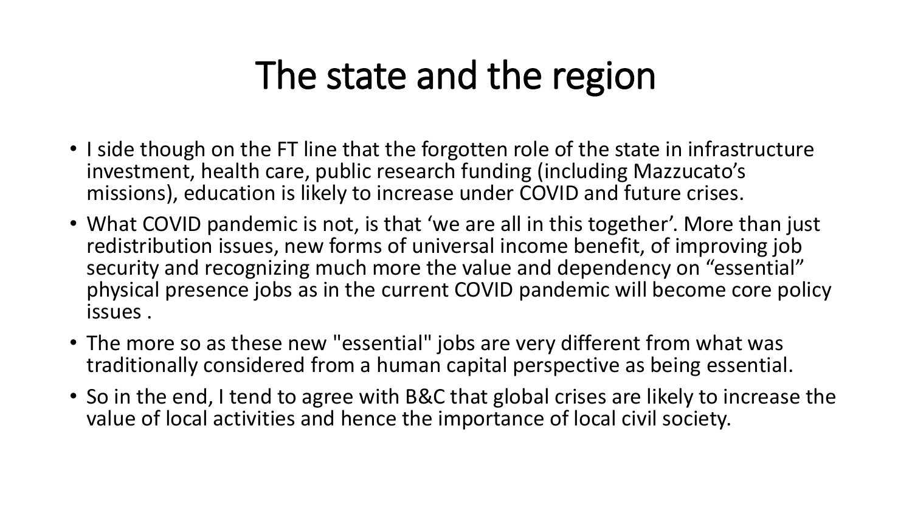# The state and the region

- I side though on the FT line that the forgotten role of the state in infrastructure investment, health care, public research funding (including Mazzucato's missions), education is likely to increase under COVID and future crises.
- What COVID pandemic is not, is that 'we are all in this together'. More than just redistribution issues, new forms of universal income benefit, of improving job security and recognizing much more the value and dependency on "essential" physical presence jobs as in the current COVID pandemic will become core policy issues .
- The more so as these new "essential" jobs are very different from what was traditionally considered from a human capital perspective as being essential.
- So in the end, I tend to agree with B&C that global crises are likely to increase the value of local activities and hence the importance of local civil society.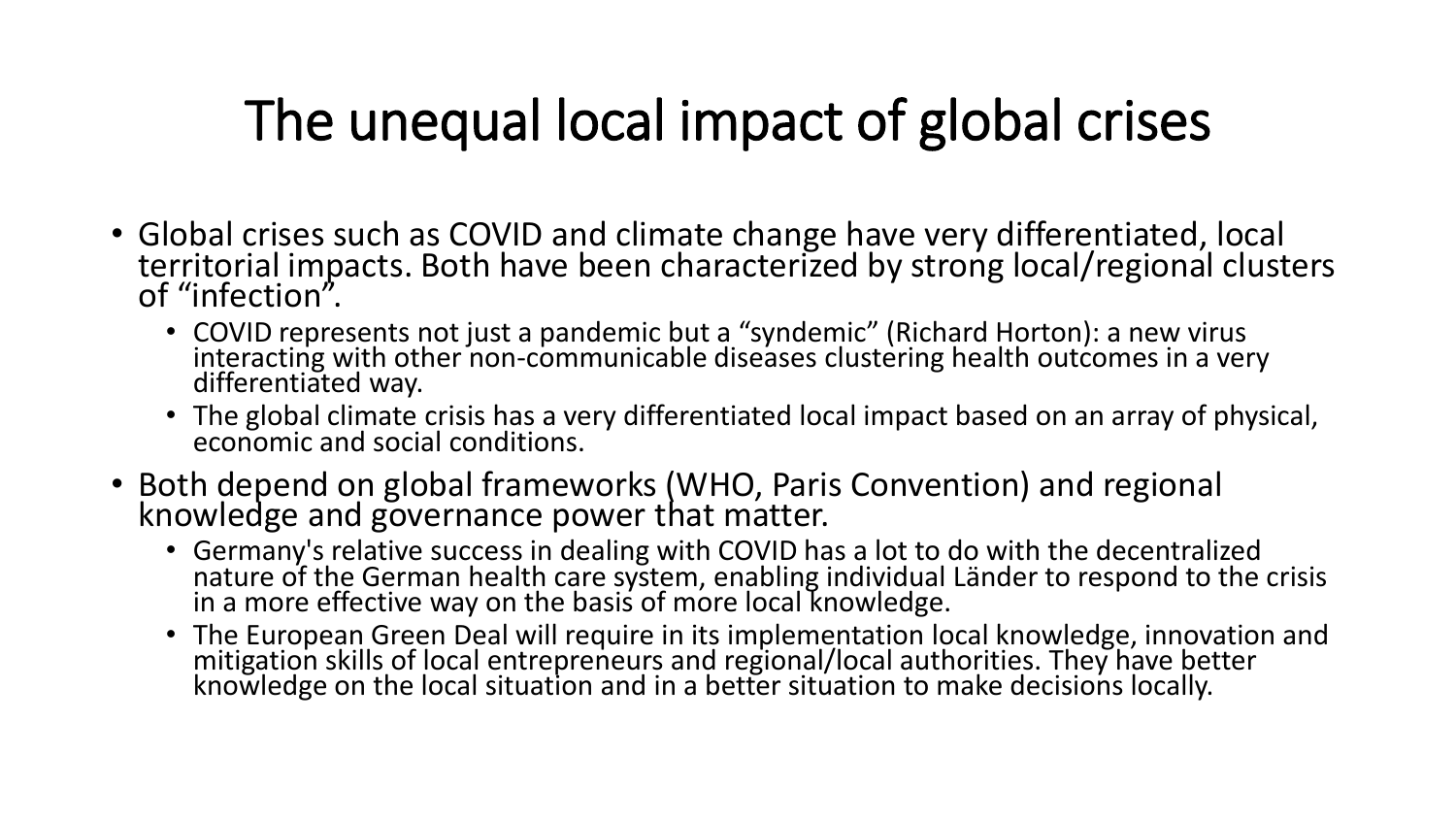# The unequal local impact of global crises

- Global crises such as COVID and climate change have very differentiated, local territorial impacts. Both have been characterized by strong local/regional clusters of "infection".
  - COVID represents not just a pandemic but a "syndemic" (Richard Horton): a new virus interacting with other non-communicable diseases clustering health outcomes in a very differentiated way.
  - The global climate crisis has a very differentiated local impact based on an array of physical, economic and social conditions.
- Both depend on global frameworks (WHO, Paris Convention) and regional knowledge and governance power that matter.
  - Germany's relative success in dealing with COVID has a lot to do with the decentralized nature of the German health care system, enabling individual Länder to respond to the crisis in a more effective way on the basis of more local knowledge.
  - The European Green Deal will require in its implementation local knowledge, innovation and mitigation skills of local entrepreneurs and regional/local authorities. They have better knowledge on the local situation and in a better situation to make decisions locally.